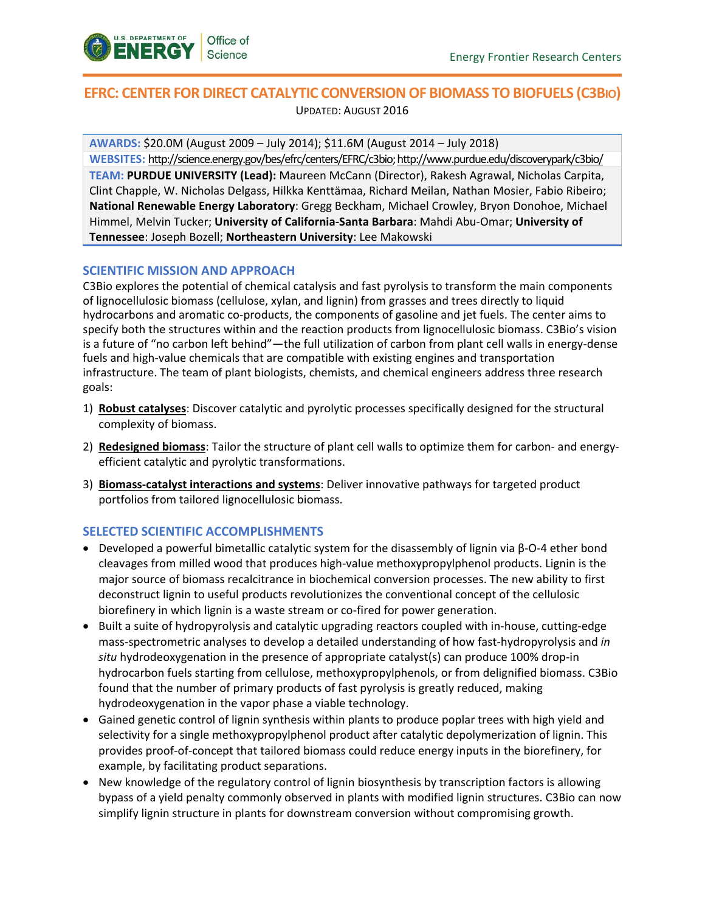Energy Frontier Research Centers

# EFRC: CENTER FOR DIRECT CATALYTIC CONVERSION OF BIOMASS TO BIOFUELS (C3Bio)

UPDATED: AUGUST 2016

**AWARDS:** $20.0M (August 2009 – July 2014); $11.6M (August 2014 – July 2018)

**WEBSITES:** http://science.energy.gov/bes/efrc/centers/EFRC/c3bio; http://www.purdue.edu/discoverypark/c3bio/

**TEAM:** **PURDUE UNIVERSITY (Lead):** Maureen McCann (Director), Rakesh Agrawal, Nicholas Carpita, Clint Chapple, W. Nicholas Delgass, Hilkka Kenttämaa, Richard Meilan, Nathan Mosier, Fabio Ribeiro; **National Renewable Energy Laboratory**: Gregg Beckham, Michael Crowley, Bryon Donohoe, Michael Himmel, Melvin Tucker; **University of California-Santa Barbara**: Mahdi Abu-Omar; **University of Tennessee**: Joseph Bozell; **Northeastern University**: Lee Makowski

## SCIENTIFIC MISSION AND APPROACH

C3Bio explores the potential of chemical catalysis and fast pyrolysis to transform the main components of lignocellulosic biomass (cellulose, xylan, and lignin) from grasses and trees directly to liquid hydrocarbons and aromatic co-products, the components of gasoline and jet fuels. The center aims to specify both the structures within and the reaction products from lignocellulosic biomass. C3Bio's vision is a future of "no carbon left behind"—the full utilization of carbon from plant cell walls in energy-dense fuels and high-value chemicals that are compatible with existing engines and transportation infrastructure. The team of plant biologists, chemists, and chemical engineers address three research goals:

1) **Robust catalyses**: Discover catalytic and pyrolytic processes specifically designed for the structural complexity of biomass.
2) **Redesigned biomass**: Tailor the structure of plant cell walls to optimize them for carbon- and energy-efficient catalytic and pyrolytic transformations.
3) **Biomass-catalyst interactions and systems**: Deliver innovative pathways for targeted product portfolios from tailored lignocellulosic biomass.

## SELECTED SCIENTIFIC ACCOMPLISHMENTS

- Developed a powerful bimetallic catalytic system for the disassembly of lignin via β-O-4 ether bond cleavages from milled wood that produces high-value methoxypropylphenol products. Lignin is the major source of biomass recalcitrance in biochemical conversion processes. The new ability to first deconstruct lignin to useful products revolutionizes the conventional concept of the cellulosic biorefinery in which lignin is a waste stream or co-fired for power generation.
- Built a suite of hydropyrolysis and catalytic upgrading reactors coupled with in-house, cutting-edge mass-spectrometric analyses to develop a detailed understanding of how fast-hydropyrolysis and *in situ* hydrodeoxygenation in the presence of appropriate catalyst(s) can produce 100% drop-in hydrocarbon fuels starting from cellulose, methoxypropylphenols, or from delignified biomass. C3Bio found that the number of primary products of fast pyrolysis is greatly reduced, making hydrodeoxygenation in the vapor phase a viable technology.
- Gained genetic control of lignin synthesis within plants to produce poplar trees with high yield and selectivity for a single methoxypropylphenol product after catalytic depolymerization of lignin. This provides proof-of-concept that tailored biomass could reduce energy inputs in the biorefinery, for example, by facilitating product separations.
- New knowledge of the regulatory control of lignin biosynthesis by transcription factors is allowing bypass of a yield penalty commonly observed in plants with modified lignin structures. C3Bio can now simplify lignin structure in plants for downstream conversion without compromising growth.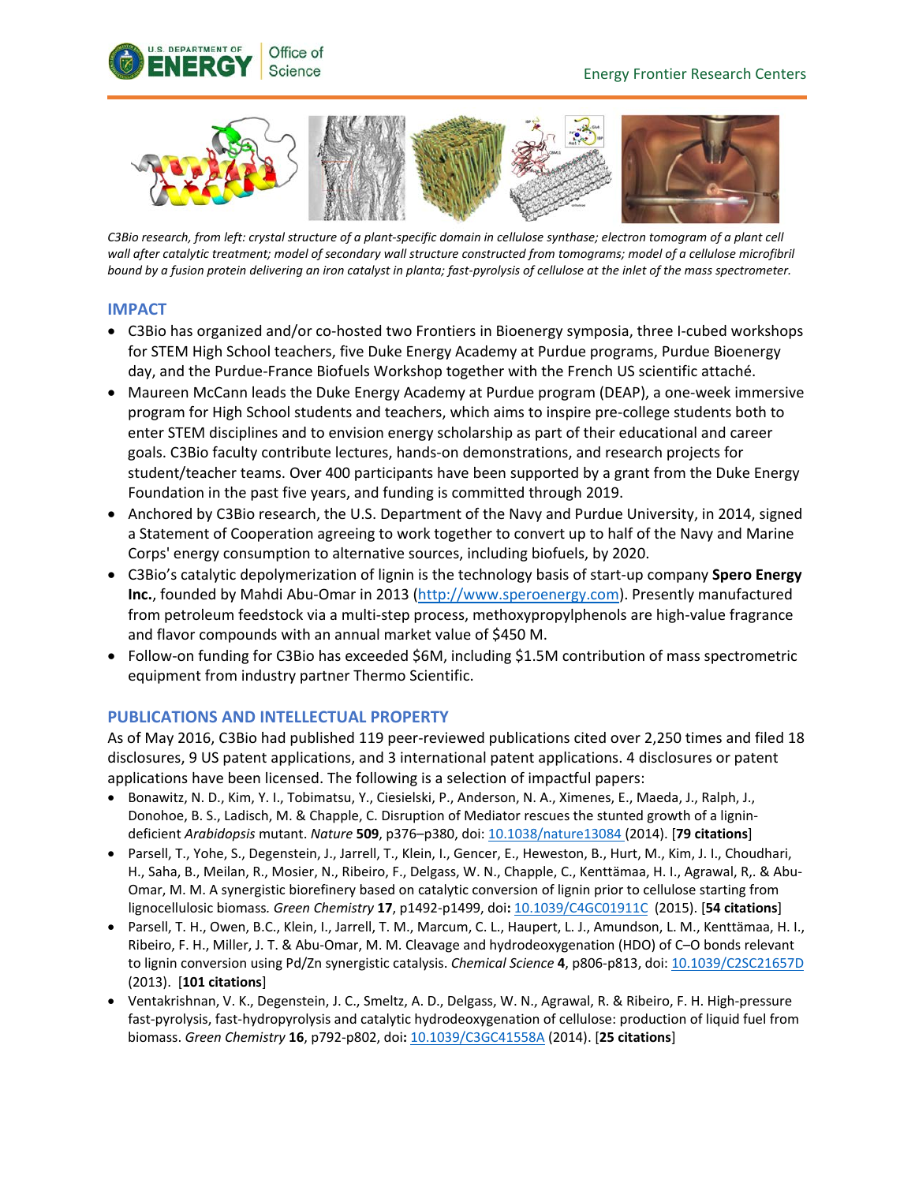*C3Bio research, from left: crystal structure of a plant-specific domain in cellulose synthase; electron tomogram of a plant cell wall after catalytic treatment; model of secondary wall structure constructed from tomograms; model of a cellulose microfibril bound by a fusion protein delivering an iron catalyst in planta; fast-pyrolysis of cellulose at the inlet of the mass spectrometer.*

## IMPACT

- C3Bio has organized and/or co-hosted two Frontiers in Bioenergy symposia, three I-cubed workshops for STEM High School teachers, five Duke Energy Academy at Purdue programs, Purdue Bioenergy day, and the Purdue-France Biofuels Workshop together with the French US scientific attaché.
- Maureen McCann leads the Duke Energy Academy at Purdue program (DEAP), a one-week immersive program for High School students and teachers, which aims to inspire pre-college students both to enter STEM disciplines and to envision energy scholarship as part of their educational and career goals. C3Bio faculty contribute lectures, hands-on demonstrations, and research projects for student/teacher teams. Over 400 participants have been supported by a grant from the Duke Energy Foundation in the past five years, and funding is committed through 2019.
- Anchored by C3Bio research, the U.S. Department of the Navy and Purdue University, in 2014, signed a Statement of Cooperation agreeing to work together to convert up to half of the Navy and Marine Corps' energy consumption to alternative sources, including biofuels, by 2020.
- C3Bio's catalytic depolymerization of lignin is the technology basis of start-up company **Spero Energy Inc.**, founded by Mahdi Abu-Omar in 2013 (http://www.speroenergy.com). Presently manufactured from petroleum feedstock via a multi-step process, methoxypropylphenols are high-value fragrance and flavor compounds with an annual market value of $450 M.
- Follow-on funding for C3Bio has exceeded $6M, including $1.5M contribution of mass spectrometric equipment from industry partner Thermo Scientific.

## PUBLICATIONS AND INTELLECTUAL PROPERTY

As of May 2016, C3Bio had published 119 peer-reviewed publications cited over 2,250 times and filed 18 disclosures, 9 US patent applications, and 3 international patent applications. 4 disclosures or patent applications have been licensed. The following is a selection of impactful papers:

- Bonawitz, N. D., Kim, Y. I., Tobimatsu, Y., Ciesielski, P., Anderson, N. A., Ximenes, E., Maeda, J., Ralph, J., Donohoe, B. S., Ladisch, M. & Chapple, C. Disruption of Mediator rescues the stunted growth of a lignin-deficient *Arabidopsis* mutant. *Nature* **509**, p376–p380, doi: 10.1038/nature13084 (2014). [**79 citations**]
- Parsell, T., Yohe, S., Degenstein, J., Jarrell, T., Klein, I., Gencer, E., Heweston, B., Hurt, M., Kim, J. I., Choudhari, H., Saha, B., Meilan, R., Mosier, N., Ribeiro, F., Delgass, W. N., Chapple, C., Kenttämaa, H. I., Agrawal, R,. & Abu-Omar, M. M. A synergistic biorefinery based on catalytic conversion of lignin prior to cellulose starting from lignocellulosic biomass. *Green Chemistry* **17**, p1492-p1499, doi: 10.1039/C4GC01911C (2015). [**54 citations**]
- Parsell, T. H., Owen, B.C., Klein, I., Jarrell, T. M., Marcum, C. L., Haupert, L. J., Amundson, L. M., Kenttämaa, H. I., Ribeiro, F. H., Miller, J. T. & Abu-Omar, M. M. Cleavage and hydrodeoxygenation (HDO) of C–O bonds relevant to lignin conversion using Pd/Zn synergistic catalysis. *Chemical Science* **4**, p806-p813, doi: 10.1039/C2SC21657D (2013). [**101 citations**]
- Ventakrishnan, V. K., Degenstein, J. C., Smeltz, A. D., Delgass, W. N., Agrawal, R. & Ribeiro, F. H. High-pressure fast-pyrolysis, fast-hydropyrolysis and catalytic hydrodeoxygenation of cellulose: production of liquid fuel from biomass. *Green Chemistry* **16**, p792-p802, doi: 10.1039/C3GC41558A (2014). [**25 citations**]